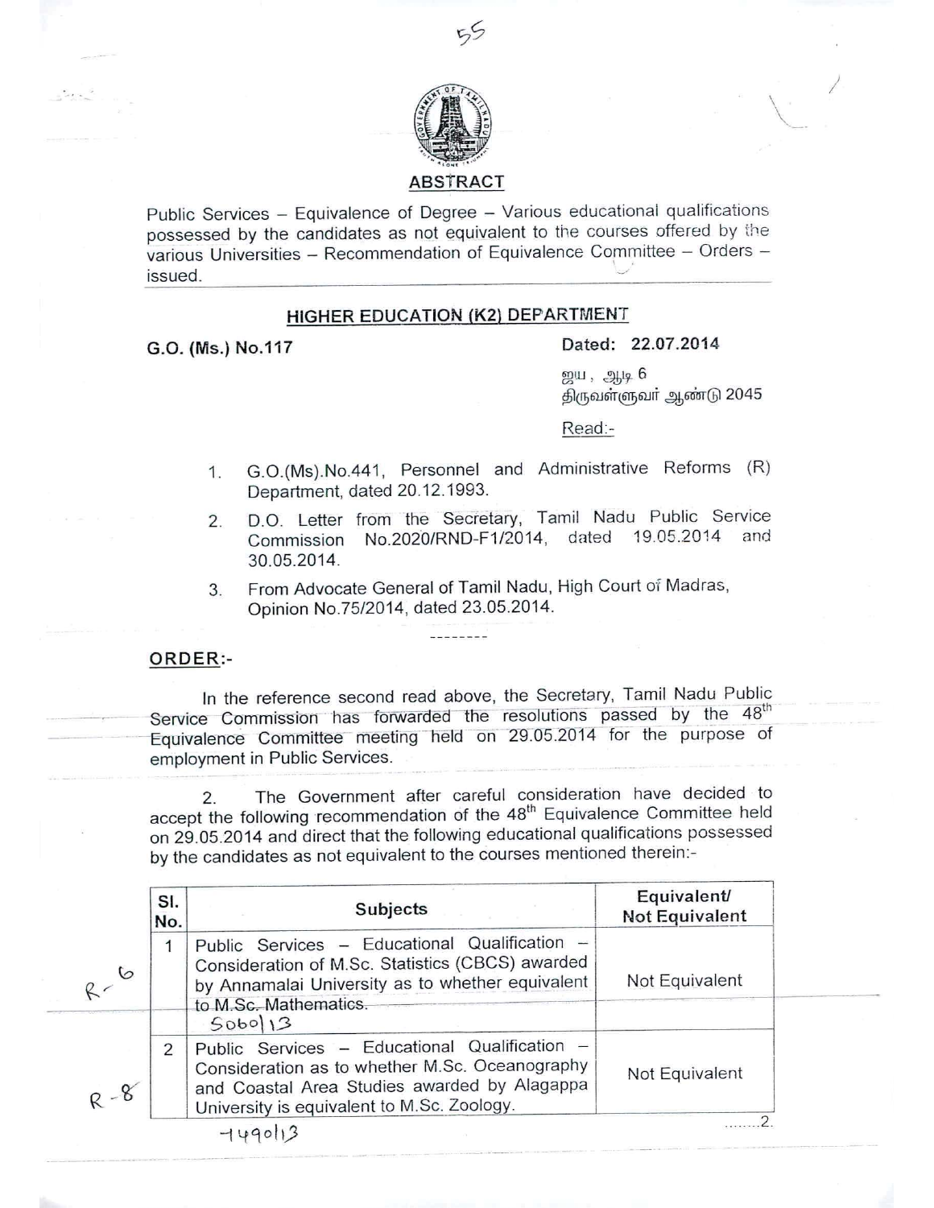## ABSTRACT

Public Services – Equivalence of Degree – Various educational qualifications possessed by the candidates as not equivalent to the courses offered by the various Universities – Recommendation of Equivalence Committee – Orders – issued.

### HIGHER EDUCATION (K2) DEPARTMENT

**G.O. (Ms.) No.117** **Dated: 22.07.2014**

ஜய, ஆடி 6
திருவள்ளுவர் ஆண்டு 2045

Read:-

1. G.O.(Ms).No.441, Personnel and Administrative Reforms (R) Department, dated 20.12.1993.
2. D.O. Letter from the Secretary, Tamil Nadu Public Service Commission No.2020/RND-F1/2014, dated 19.05.2014 and 30.05.2014.
3. From Advocate General of Tamil Nadu, High Court of Madras, Opinion No.75/2014, dated 23.05.2014.

--------

**ORDER:-**

In the reference second read above, the Secretary, Tamil Nadu Public Service Commission has forwarded the resolutions passed by the 48th Equivalence Committee meeting held on 29.05.2014 for the purpose of employment in Public Services.

2. The Government after careful consideration have decided to accept the following recommendation of the 48th Equivalence Committee held on 29.05.2014 and direct that the following educational qualifications possessed by the candidates as not equivalent to the courses mentioned therein:-

| Sl. No. | Subjects | Equivalent/ Not Equivalent |
|---|---|---|
| 1 | Public Services – Educational Qualification – Consideration of M.Sc. Statistics (CBCS) awarded by Annamalai University as to whether equivalent to M.Sc. Mathematics. | Not Equivalent |
| 2 | Public Services – Educational Qualification – Consideration as to whether M.Sc. Oceanography and Coastal Area Studies awarded by Alagappa University is equivalent to M.Sc. Zoology. | Not Equivalent |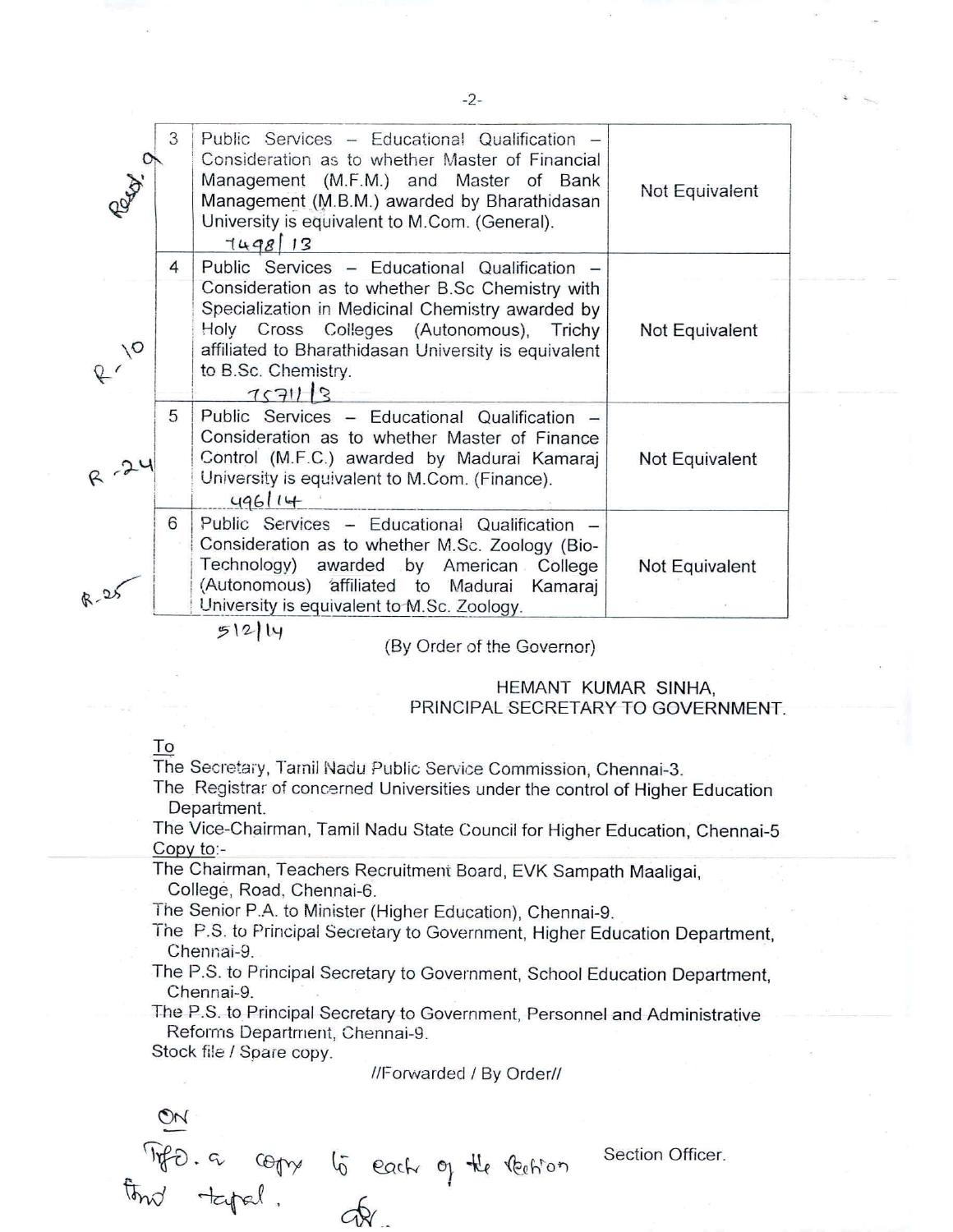| | | |
|---|---|---|
| 3 | Public Services – Educational Qualification – Consideration as to whether Master of Financial Management (M.F.M.) and Master of Bank Management (M.B.M.) awarded by Bharathidasan University is equivalent to M.Com. (General).<br>1498/13 | Not Equivalent |
| 4 | Public Services – Educational Qualification – Consideration as to whether B.Sc Chemistry with Specialization in Medicinal Chemistry awarded by Holy Cross Colleges (Autonomous), Trichy affiliated to Bharathidasan University is equivalent to B.Sc. Chemistry.<br>7571/13 | Not Equivalent |
| 5 | Public Services – Educational Qualification – Consideration as to whether Master of Finance Control (M.F.C.) awarded by Madurai Kamaraj University is equivalent to M.Com. (Finance).<br>496/14 | Not Equivalent |
| 6 | Public Services – Educational Qualification – Consideration as to whether M.Sc. Zoology (Bio-Technology) awarded by American College (Autonomous) affiliated to Madurai Kamaraj University is equivalent to M.Sc. Zoology.<br>512/14 | Not Equivalent |

(By Order of the Governor)

HEMANT KUMAR SINHA,
PRINCIPAL SECRETARY TO GOVERNMENT.

To
The Secretary, Tamil Nadu Public Service Commission, Chennai-3.
The Registrar of concerned Universities under the control of Higher Education Department.
The Vice-Chairman, Tamil Nadu State Council for Higher Education, Chennai-5

Copy to:-
The Chairman, Teachers Recruitment Board, EVK Sampath Maaligai, College, Road, Chennai-6.
The Senior P.A. to Minister (Higher Education), Chennai-9.
The P.S. to Principal Secretary to Government, Higher Education Department, Chennai-9.
The P.S. to Principal Secretary to Government, School Education Department, Chennai-9.
The P.S. to Principal Secretary to Government, Personnel and Administrative Reforms Department, Chennai-9.
Stock file / Spare copy.

//Forwarded / By Order//

Section Officer.

ON
Tfd. a copy to each of the Section thro' tapal.